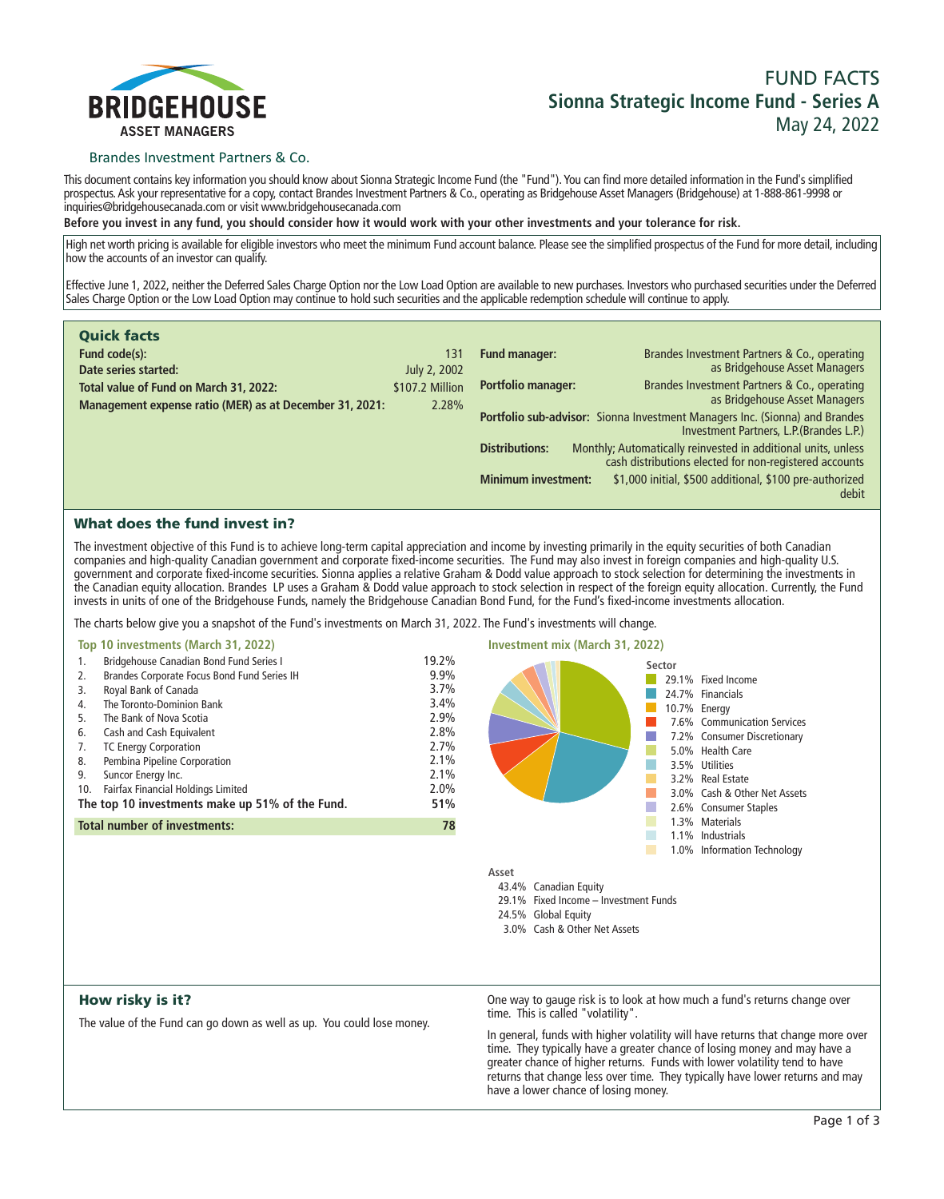BRIDGEHOUSE
ASSET MANAGERS

Brandes Investment Partners & Co.

# FUND FACTS
## Sionna Strategic Income Fund - Series A
May 24, 2022

This document contains key information you should know about Sionna Strategic Income Fund (the "Fund"). You can find more detailed information in the Fund's simplified prospectus. Ask your representative for a copy, contact Brandes Investment Partners & Co., operating as Bridgehouse Asset Managers (Bridgehouse) at 1-888-861-9998 or inquiries@bridgehousecanada.com or visit www.bridgehousecanada.com

**Before you invest in any fund, you should consider how it would work with your other investments and your tolerance for risk.**

High net worth pricing is available for eligible investors who meet the minimum Fund account balance. Please see the simplified prospectus of the Fund for more detail, including how the accounts of an investor can qualify.

Effective June 1, 2022, neither the Deferred Sales Charge Option nor the Low Load Option are available to new purchases. Investors who purchased securities under the Deferred Sales Charge Option or the Low Load Option may continue to hold such securities and the applicable redemption schedule will continue to apply.

## Quick facts

| | |
|---|---|
| **Fund code(s):** | 131 |
| **Date series started:** | July 2, 2002 |
| **Total value of Fund on March 31, 2022:** | $107.2 Million |
| **Management expense ratio (MER) as at December 31, 2021:** | 2.28% |

| | |
|---|---|
| **Fund manager:** | Brandes Investment Partners & Co., operating as Bridgehouse Asset Managers |
| **Portfolio manager:** | Brandes Investment Partners & Co., operating as Bridgehouse Asset Managers |
| **Portfolio sub-advisor:** | Sionna Investment Managers Inc. (Sionna) and Brandes Investment Partners, L.P.(Brandes L.P.) |
| **Distributions:** | Monthly; Automatically reinvested in additional units, unless cash distributions elected for non-registered accounts |
| **Minimum investment:** | $1,000 initial, $500 additional, $100 pre-authorized debit |

## What does the fund invest in?

The investment objective of this Fund is to achieve long-term capital appreciation and income by investing primarily in the equity securities of both Canadian companies and high-quality Canadian government and corporate fixed-income securities. The Fund may also invest in foreign companies and high-quality U.S. government and corporate fixed-income securities. Sionna applies a relative Graham & Dodd value approach to stock selection for determining the investments in the Canadian equity allocation. Brandes LP uses a Graham & Dodd value approach to stock selection in respect of the foreign equity allocation. Currently, the Fund invests in units of one of the Bridgehouse Funds, namely the Bridgehouse Canadian Bond Fund, for the Fund's fixed-income investments allocation.

The charts below give you a snapshot of the Fund's investments on March 31, 2022. The Fund's investments will change.

### Top 10 investments (March 31, 2022)

| | | |
|---|---|---|
| 1. | Bridgehouse Canadian Bond Fund Series I | 19.2% |
| 2. | Brandes Corporate Focus Bond Fund Series IH | 9.9% |
| 3. | Royal Bank of Canada | 3.7% |
| 4. | The Toronto-Dominion Bank | 3.4% |
| 5. | The Bank of Nova Scotia | 2.9% |
| 6. | Cash and Cash Equivalent | 2.8% |
| 7. | TC Energy Corporation | 2.7% |
| 8. | Pembina Pipeline Corporation | 2.1% |
| 9. | Suncor Energy Inc. | 2.1% |
| 10. | Fairfax Financial Holdings Limited | 2.0% |
| | **The top 10 investments make up 51% of the Fund.** | **51%** |
| | **Total number of investments:** | **78** |

### Investment mix (March 31, 2022)

**Sector**

| | |
|---|---|
| 29.1% | Fixed Income |
| 24.7% | Financials |
| 10.7% | Energy |
| 7.6% | Communication Services |
| 7.2% | Consumer Discretionary |
| 5.0% | Health Care |
| 3.5% | Utilities |
| 3.2% | Real Estate |
| 3.0% | Cash & Other Net Assets |
| 2.6% | Consumer Staples |
| 1.3% | Materials |
| 1.1% | Industrials |
| 1.0% | Information Technology |

**Asset**

| | |
|---|---|
| 43.4% | Canadian Equity |
| 29.1% | Fixed Income – Investment Funds |
| 24.5% | Global Equity |
| 3.0% | Cash & Other Net Assets |

## How risky is it?

The value of the Fund can go down as well as up. You could lose money.

One way to gauge risk is to look at how much a fund's returns change over time. This is called "volatility".

In general, funds with higher volatility will have returns that change more over time. They typically have a greater chance of losing money and may have a greater chance of higher returns. Funds with lower volatility tend to have returns that change less over time. They typically have lower returns and may have a lower chance of losing money.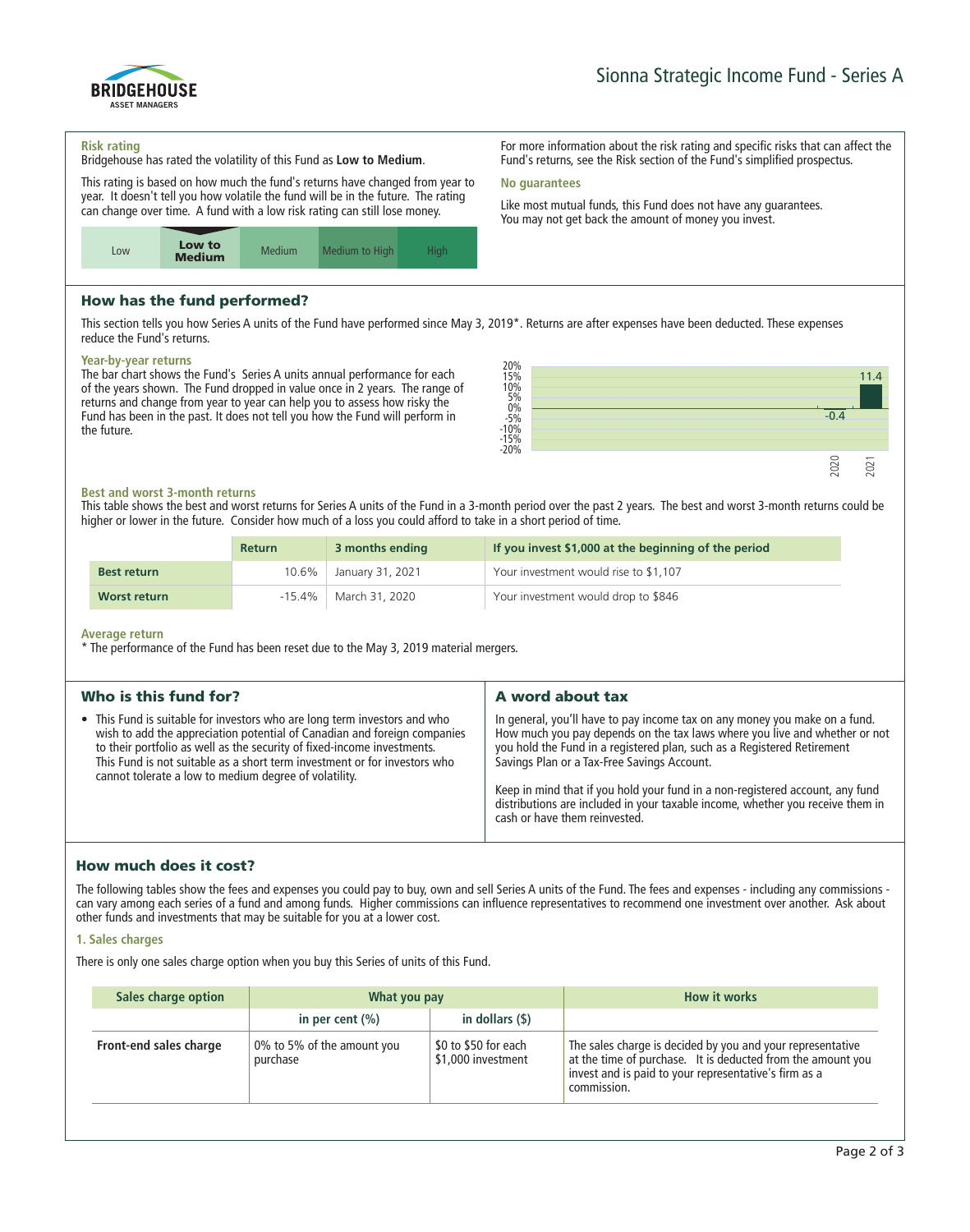## Sionna Strategic Income Fund - Series A

### Risk rating

Bridgehouse has rated the volatility of this Fund as **Low to Medium**.

This rating is based on how much the fund's returns have changed from year to year. It doesn't tell you how volatile the fund will be in the future. The rating can change over time. A fund with a low risk rating can still lose money.

| Low | **Low to Medium** | Medium | Medium to High | High |
|---|---|---|---|---|

For more information about the risk rating and specific risks that can affect the Fund's returns, see the Risk section of the Fund's simplified prospectus.

### No guarantees

Like most mutual funds, this Fund does not have any guarantees. You may not get back the amount of money you invest.

## How has the fund performed?

This section tells you how Series A units of the Fund have performed since May 3, 2019*. Returns are after expenses have been deducted. These expenses reduce the Fund's returns.

### Year-by-year returns

The bar chart shows the Fund's Series A units annual performance for each of the years shown. The Fund dropped in value once in 2 years. The range of returns and change from year to year can help you to assess how risky the Fund has been in the past. It does not tell you how the Fund will perform in the future.

| Year | Return (%) |
|---|---|
| 2020 | -0.4 |
| 2021 | 11.4 |

### Best and worst 3-month returns

This table shows the best and worst returns for Series A units of the Fund in a 3-month period over the past 2 years. The best and worst 3-month returns could be higher or lower in the future. Consider how much of a loss you could afford to take in a short period of time.

| | Return | 3 months ending | If you invest $1,000 at the beginning of the period |
|---|---|---|---|
| **Best return** | 10.6% | January 31, 2021 | Your investment would rise to $1,107 |
| **Worst return** | -15.4% | March 31, 2020 | Your investment would drop to $846 |

### Average return

* The performance of the Fund has been reset due to the May 3, 2019 material mergers.

## Who is this fund for?

- This Fund is suitable for investors who are long term investors and who wish to add the appreciation potential of Canadian and foreign companies to their portfolio as well as the security of fixed-income investments. This Fund is not suitable as a short term investment or for investors who cannot tolerate a low to medium degree of volatility.

## A word about tax

In general, you'll have to pay income tax on any money you make on a fund. How much you pay depends on the tax laws where you live and whether or not you hold the Fund in a registered plan, such as a Registered Retirement Savings Plan or a Tax-Free Savings Account.

Keep in mind that if you hold your fund in a non-registered account, any fund distributions are included in your taxable income, whether you receive them in cash or have them reinvested.

## How much does it cost?

The following tables show the fees and expenses you could pay to buy, own and sell Series A units of the Fund. The fees and expenses - including any commissions - can vary among each series of a fund and among funds. Higher commissions can influence representatives to recommend one investment over another. Ask about other funds and investments that may be suitable for you at a lower cost.

### 1. Sales charges

There is only one sales charge option when you buy this Series of units of this Fund.

| Sales charge option | What you pay | | How it works |
|---|---|---|---|
| | in per cent (%) | in dollars ($) | |
| **Front-end sales charge** | 0% to 5% of the amount you purchase | $0 to $50 for each $1,000 investment | The sales charge is decided by you and your representative at the time of purchase. It is deducted from the amount you invest and is paid to your representative's firm as a commission. |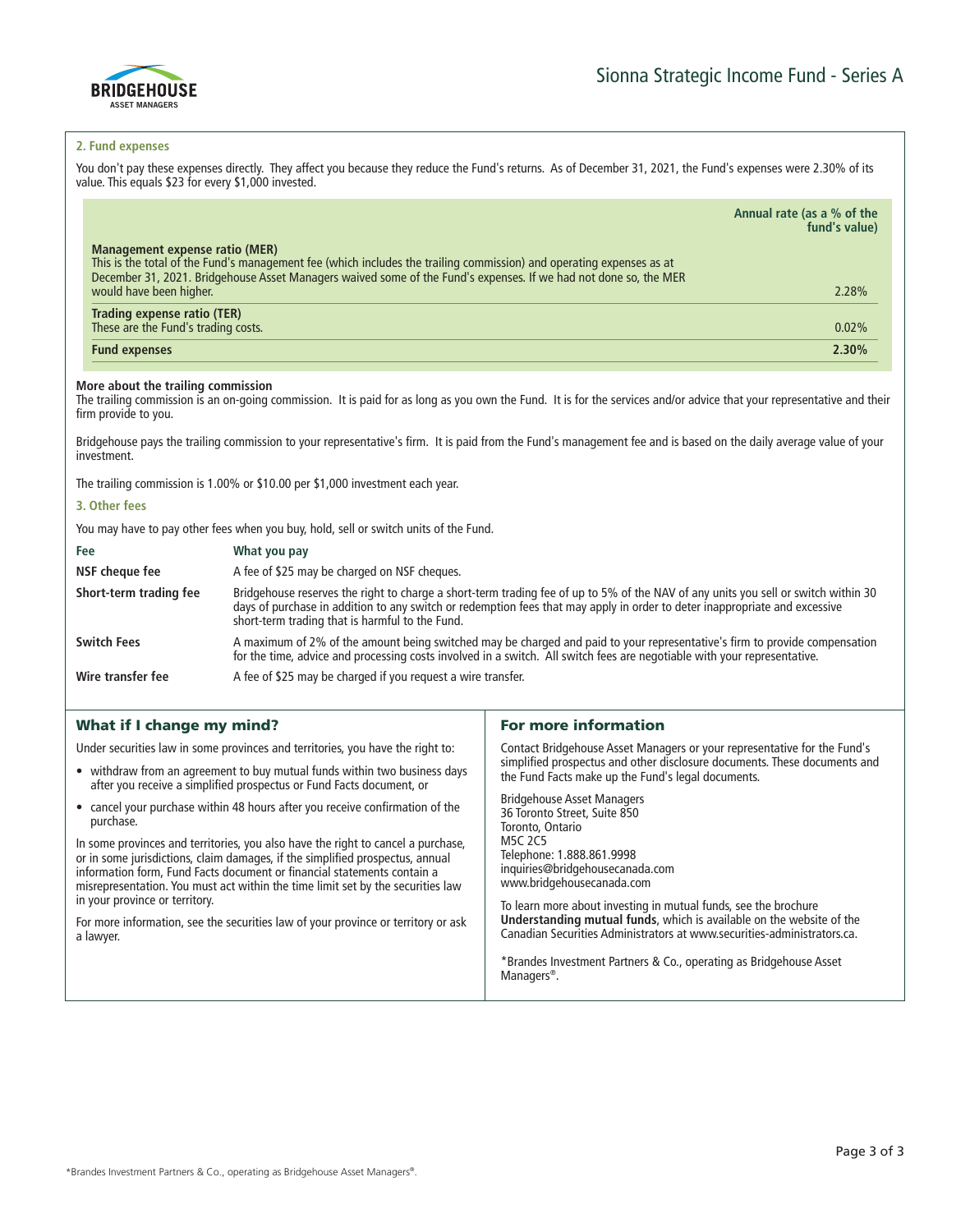## 2. Fund expenses

You don't pay these expenses directly. They affect you because they reduce the Fund's returns. As of December 31, 2021, the Fund's expenses were 2.30% of its value. This equals $23 for every $1,000 invested.

| | Annual rate (as a % of the fund's value) |
|---|---|
| **Management expense ratio (MER)**<br>This is the total of the Fund's management fee (which includes the trailing commission) and operating expenses as at December 31, 2021. Bridgehouse Asset Managers waived some of the Fund's expenses. If we had not done so, the MER would have been higher. | 2.28% |
| **Trading expense ratio (TER)**<br>These are the Fund's trading costs. | 0.02% |
| **Fund expenses** | **2.30%** |

**More about the trailing commission**

The trailing commission is an on-going commission. It is paid for as long as you own the Fund. It is for the services and/or advice that your representative and their firm provide to you.

Bridgehouse pays the trailing commission to your representative's firm. It is paid from the Fund's management fee and is based on the daily average value of your investment.

The trailing commission is 1.00% or $10.00 per $1,000 investment each year.

## 3. Other fees

You may have to pay other fees when you buy, hold, sell or switch units of the Fund.

| Fee | What you pay |
|---|---|
| **NSF cheque fee** | A fee of $25 may be charged on NSF cheques. |
| **Short-term trading fee** | Bridgehouse reserves the right to charge a short-term trading fee of up to 5% of the NAV of any units you sell or switch within 30 days of purchase in addition to any switch or redemption fees that may apply in order to deter inappropriate and excessive short-term trading that is harmful to the Fund. |
| **Switch Fees** | A maximum of 2% of the amount being switched may be charged and paid to your representative's firm to provide compensation for the time, advice and processing costs involved in a switch. All switch fees are negotiable with your representative. |
| **Wire transfer fee** | A fee of $25 may be charged if you request a wire transfer. |

## What if I change my mind?

Under securities law in some provinces and territories, you have the right to:

- withdraw from an agreement to buy mutual funds within two business days after you receive a simplified prospectus or Fund Facts document, or
- cancel your purchase within 48 hours after you receive confirmation of the purchase.

In some provinces and territories, you also have the right to cancel a purchase, or in some jurisdictions, claim damages, if the simplified prospectus, annual information form, Fund Facts document or financial statements contain a misrepresentation. You must act within the time limit set by the securities law in your province or territory.

For more information, see the securities law of your province or territory or ask a lawyer.

## For more information

Contact Bridgehouse Asset Managers or your representative for the Fund's simplified prospectus and other disclosure documents. These documents and the Fund Facts make up the Fund's legal documents.

Bridgehouse Asset Managers
36 Toronto Street, Suite 850
Toronto, Ontario
M5C 2C5
Telephone: 1.888.861.9998
inquiries@bridgehousecanada.com
www.bridgehousecanada.com

To learn more about investing in mutual funds, see the brochure **Understanding mutual funds**, which is available on the website of the Canadian Securities Administrators at www.securities-administrators.ca.

*Brandes Investment Partners & Co., operating as Bridgehouse Asset Managers®.